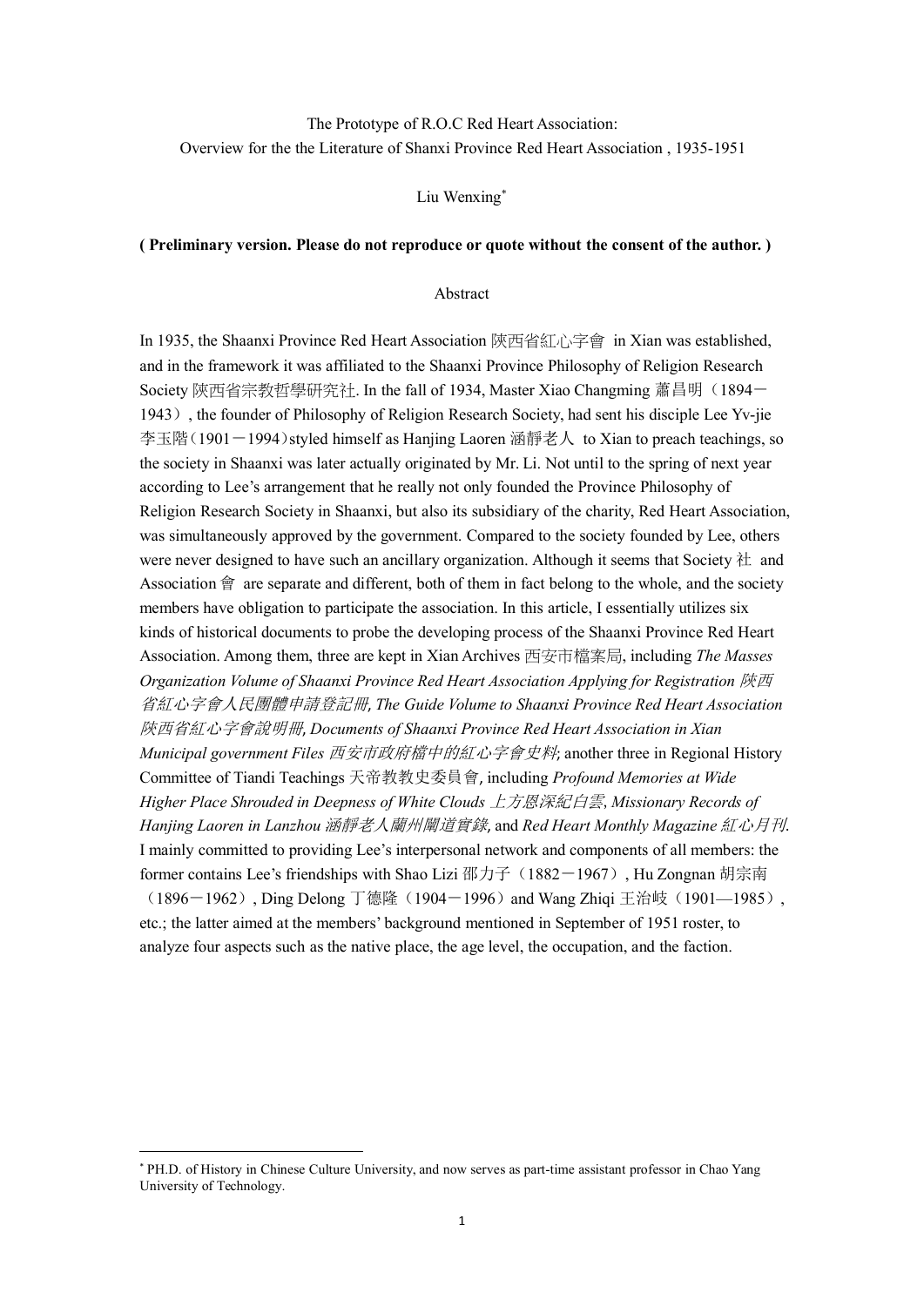The Prototype of R.O.C Red Heart Association:
Overview for the the Literature of Shanxi Province Red Heart Association , 1935-1951

Liu Wenxing*

**( Preliminary version. Please do not reproduce or quote without the consent of the author. )**

## Abstract

In 1935, the Shaanxi Province Red Heart Association 陝西省紅心字會 in Xian was established, and in the framework it was affiliated to the Shaanxi Province Philosophy of Religion Research Society 陝西省宗教哲學研究社. In the fall of 1934, Master Xiao Changming 蕭昌明（1894－1943）, the founder of Philosophy of Religion Research Society, had sent his disciple Lee Yv-jie 李玉階（1901－1994）styled himself as Hanjing Laoren 涵靜老人 to Xian to preach teachings, so the society in Shaanxi was later actually originated by Mr. Li. Not until to the spring of next year according to Lee's arrangement that he really not only founded the Province Philosophy of Religion Research Society in Shaanxi, but also its subsidiary of the charity, Red Heart Association, was simultaneously approved by the government. Compared to the society founded by Lee, others were never designed to have such an ancillary organization. Although it seems that Society 社 and Association 會 are separate and different, both of them in fact belong to the whole, and the society members have obligation to participate the association. In this article, I essentially utilizes six kinds of historical documents to probe the developing process of the Shaanxi Province Red Heart Association. Among them, three are kept in Xian Archives 西安市檔案局, including *The Masses Organization Volume of Shaanxi Province Red Heart Association Applying for Registration 陝西省紅心字會人民團體申請登記冊*, *The Guide Volume to Shaanxi Province Red Heart Association 陝西省紅心字會說明冊*, *Documents of Shaanxi Province Red Heart Association in Xian Municipal government Files 西安市政府檔中的紅心字會史料*; another three in Regional History Committee of Tiandi Teachings 天帝教教史委員會, including *Profound Memories at Wide Higher Place Shrouded in Deepness of White Clouds 上方恩深紀白雲*, *Missionary Records of Hanjing Laoren in Lanzhou 涵靜老人蘭州闡道實錄*, and *Red Heart Monthly Magazine 紅心月刊*. I mainly committed to providing Lee's interpersonal network and components of all members: the former contains Lee's friendships with Shao Lizi 邵力子（1882－1967）, Hu Zongnan 胡宗南（1896－1962）, Ding Delong 丁德隆（1904－1996）and Wang Zhiqi 王治岐（1901—1985）, etc.; the latter aimed at the members' background mentioned in September of 1951 roster, to analyze four aspects such as the native place, the age level, the occupation, and the faction.

---

* PH.D. of History in Chinese Culture University, and now serves as part-time assistant professor in Chao Yang University of Technology.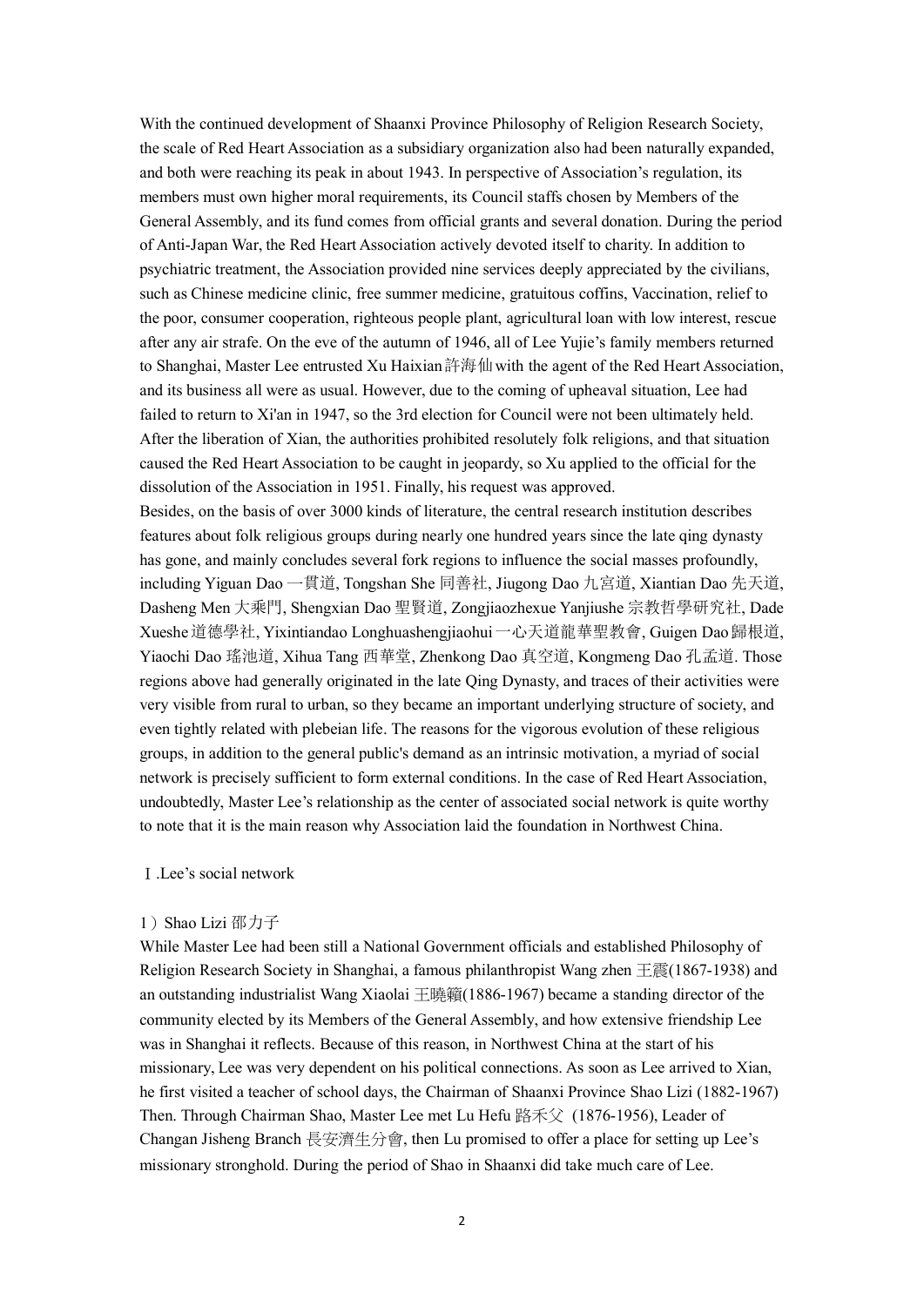With the continued development of Shaanxi Province Philosophy of Religion Research Society, the scale of Red Heart Association as a subsidiary organization also had been naturally expanded, and both were reaching its peak in about 1943. In perspective of Association's regulation, its members must own higher moral requirements, its Council staffs chosen by Members of the General Assembly, and its fund comes from official grants and several donation. During the period of Anti-Japan War, the Red Heart Association actively devoted itself to charity. In addition to psychiatric treatment, the Association provided nine services deeply appreciated by the civilians, such as Chinese medicine clinic, free summer medicine, gratuitous coffins, Vaccination, relief to the poor, consumer cooperation, righteous people plant, agricultural loan with low interest, rescue after any air strafe. On the eve of the autumn of 1946, all of Lee Yujie's family members returned to Shanghai, Master Lee entrusted Xu Haixian 許海仙 with the agent of the Red Heart Association, and its business all were as usual. However, due to the coming of upheaval situation, Lee had failed to return to Xi'an in 1947, so the 3rd election for Council were not been ultimately held. After the liberation of Xian, the authorities prohibited resolutely folk religions, and that situation caused the Red Heart Association to be caught in jeopardy, so Xu applied to the official for the dissolution of the Association in 1951. Finally, his request was approved.

Besides, on the basis of over 3000 kinds of literature, the central research institution describes features about folk religious groups during nearly one hundred years since the late qing dynasty has gone, and mainly concludes several fork regions to influence the social masses profoundly, including Yiguan Dao 一貫道, Tongshan She 同善社, Jiugong Dao 九宮道, Xiantian Dao 先天道, Dasheng Men 大乘門, Shengxian Dao 聖賢道, Zongjiaozhexue Yanjiushe 宗教哲學研究社, Dade Xueshe 道德學社, Yixintiandao Longhuashengjiaohui 一心天道龍華聖教會, Guigen Dao 歸根道, Yiaochi Dao 瑤池道, Xihua Tang 西華堂, Zhenkong Dao 真空道, Kongmeng Dao 孔孟道. Those regions above had generally originated in the late Qing Dynasty, and traces of their activities were very visible from rural to urban, so they became an important underlying structure of society, and even tightly related with plebeian life. The reasons for the vigorous evolution of these religious groups, in addition to the general public's demand as an intrinsic motivation, a myriad of social network is precisely sufficient to form external conditions. In the case of Red Heart Association, undoubtedly, Master Lee's relationship as the center of associated social network is quite worthy to note that it is the main reason why Association laid the foundation in Northwest China.

## Ⅰ.Lee's social network

### 1）Shao Lizi 邵力子

While Master Lee had been still a National Government officials and established Philosophy of Religion Research Society in Shanghai, a famous philanthropist Wang zhen 王震(1867-1938) and an outstanding industrialist Wang Xiaolai 王曉籟(1886-1967) became a standing director of the community elected by its Members of the General Assembly, and how extensive friendship Lee was in Shanghai it reflects. Because of this reason, in Northwest China at the start of his missionary, Lee was very dependent on his political connections. As soon as Lee arrived to Xian, he first visited a teacher of school days, the Chairman of Shaanxi Province Shao Lizi (1882-1967) Then. Through Chairman Shao, Master Lee met Lu Hefu 路禾父 (1876-1956), Leader of Changan Jisheng Branch 長安濟生分會, then Lu promised to offer a place for setting up Lee's missionary stronghold. During the period of Shao in Shaanxi did take much care of Lee.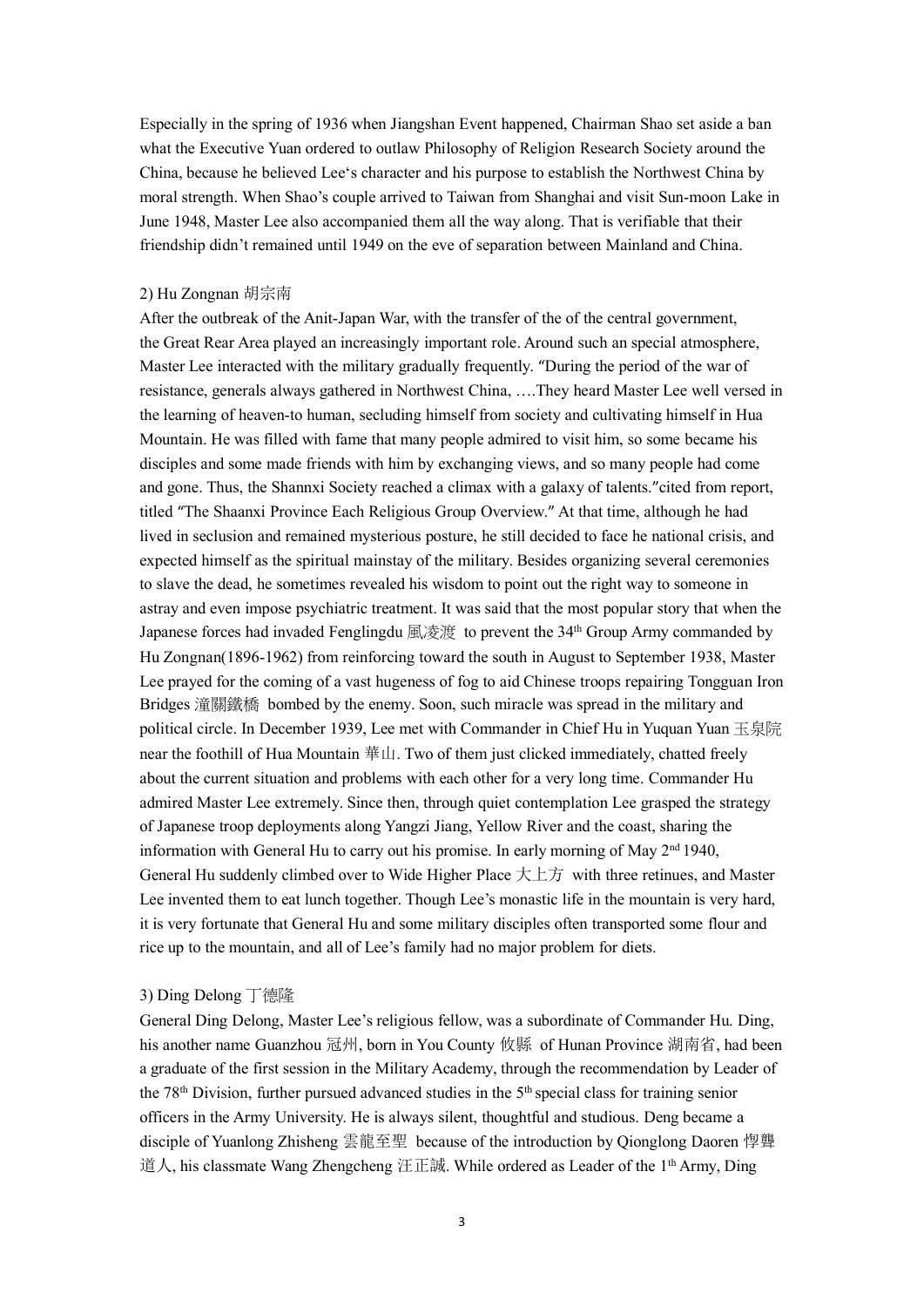Especially in the spring of 1936 when Jiangshan Event happened, Chairman Shao set aside a ban what the Executive Yuan ordered to outlaw Philosophy of Religion Research Society around the China, because he believed Lee's character and his purpose to establish the Northwest China by moral strength. When Shao's couple arrived to Taiwan from Shanghai and visit Sun-moon Lake in June 1948, Master Lee also accompanied them all the way along. That is verifiable that their friendship didn't remained until 1949 on the eve of separation between Mainland and China.

2) Hu Zongnan 胡宗南

After the outbreak of the Anit-Japan War, with the transfer of the of the central government, the Great Rear Area played an increasingly important role. Around such an special atmosphere, Master Lee interacted with the military gradually frequently. "During the period of the war of resistance, generals always gathered in Northwest China, ….They heard Master Lee well versed in the learning of heaven-to human, secluding himself from society and cultivating himself in Hua Mountain. He was filled with fame that many people admired to visit him, so some became his disciples and some made friends with him by exchanging views, and so many people had come and gone. Thus, the Shannxi Society reached a climax with a galaxy of talents."cited from report, titled "The Shaanxi Province Each Religious Group Overview." At that time, although he had lived in seclusion and remained mysterious posture, he still decided to face he national crisis, and expected himself as the spiritual mainstay of the military. Besides organizing several ceremonies to slave the dead, he sometimes revealed his wisdom to point out the right way to someone in astray and even impose psychiatric treatment. It was said that the most popular story that when the Japanese forces had invaded Fenglingdu 風凌渡 to prevent the 34th Group Army commanded by Hu Zongnan(1896-1962) from reinforcing toward the south in August to September 1938, Master Lee prayed for the coming of a vast hugeness of fog to aid Chinese troops repairing Tongguan Iron Bridges 潼關鐵橋 bombed by the enemy. Soon, such miracle was spread in the military and political circle. In December 1939, Lee met with Commander in Chief Hu in Yuquan Yuan 玉泉院 near the foothill of Hua Mountain 華山. Two of them just clicked immediately, chatted freely about the current situation and problems with each other for a very long time. Commander Hu admired Master Lee extremely. Since then, through quiet contemplation Lee grasped the strategy of Japanese troop deployments along Yangzi Jiang, Yellow River and the coast, sharing the information with General Hu to carry out his promise. In early morning of May 2nd 1940, General Hu suddenly climbed over to Wide Higher Place 大上方 with three retinues, and Master Lee invented them to eat lunch together. Though Lee's monastic life in the mountain is very hard, it is very fortunate that General Hu and some military disciples often transported some flour and rice up to the mountain, and all of Lee's family had no major problem for diets.

3) Ding Delong 丁德隆

General Ding Delong, Master Lee's religious fellow, was a subordinate of Commander Hu. Ding, his another name Guanzhou 冠州, born in You County 攸縣 of Hunan Province 湖南省, had been a graduate of the first session in the Military Academy, through the recommendation by Leader of the 78th Division, further pursued advanced studies in the 5th special class for training senior officers in the Army University. He is always silent, thoughtful and studious. Deng became a disciple of Yuanlong Zhisheng 雲龍至聖 because of the introduction by Qionglong Daoren 惸聾道人, his classmate Wang Zhengcheng 汪正誠. While ordered as Leader of the 1th Army, Ding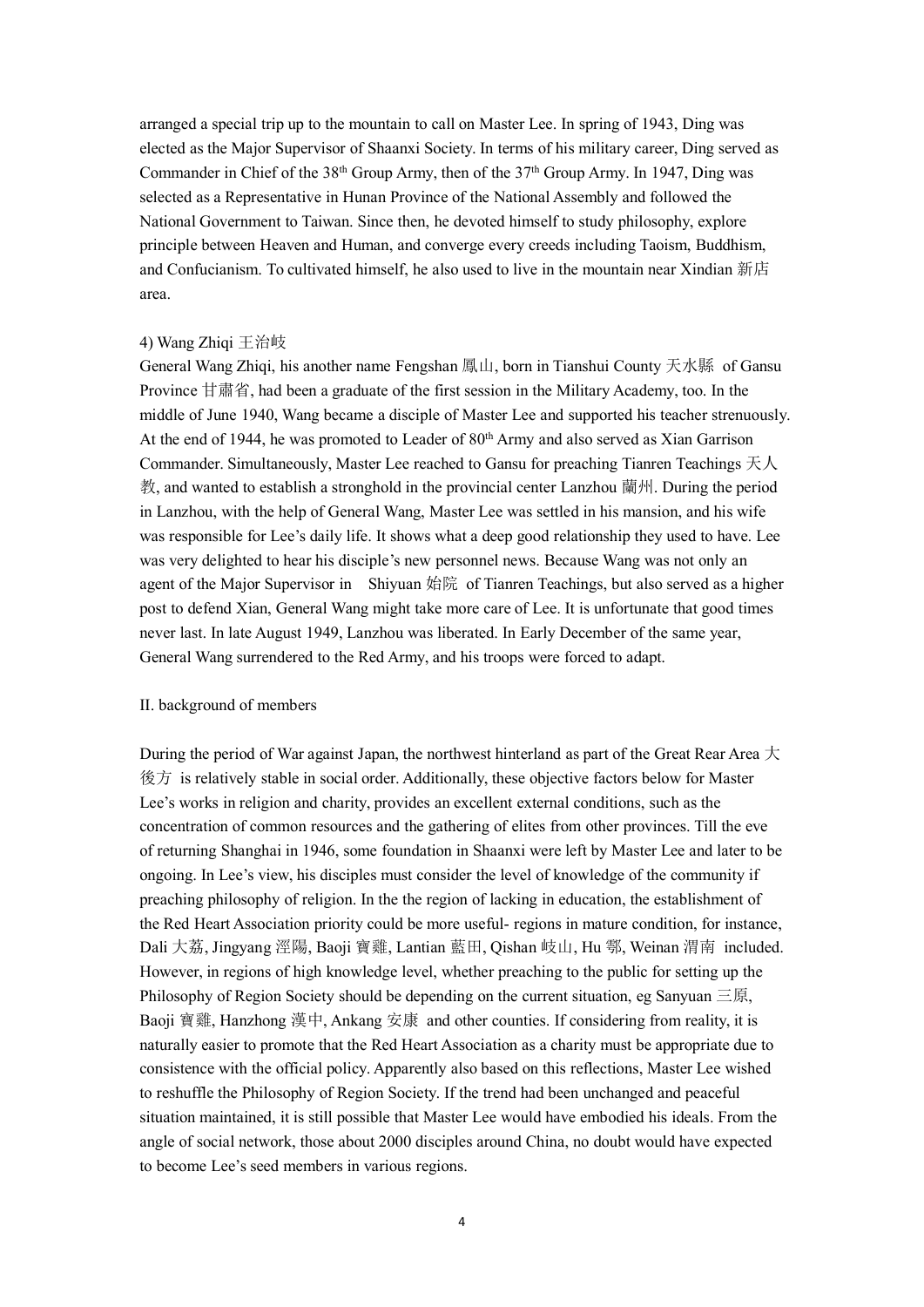arranged a special trip up to the mountain to call on Master Lee. In spring of 1943, Ding was elected as the Major Supervisor of Shaanxi Society. In terms of his military career, Ding served as Commander in Chief of the 38th Group Army, then of the 37th Group Army. In 1947, Ding was selected as a Representative in Hunan Province of the National Assembly and followed the National Government to Taiwan. Since then, he devoted himself to study philosophy, explore principle between Heaven and Human, and converge every creeds including Taoism, Buddhism, and Confucianism. To cultivated himself, he also used to live in the mountain near Xindian 新店 area.

4) Wang Zhiqi 王治岐

General Wang Zhiqi, his another name Fengshan 鳳山, born in Tianshui County 天水縣 of Gansu Province 甘肅省, had been a graduate of the first session in the Military Academy, too. In the middle of June 1940, Wang became a disciple of Master Lee and supported his teacher strenuously. At the end of 1944, he was promoted to Leader of 80th Army and also served as Xian Garrison Commander. Simultaneously, Master Lee reached to Gansu for preaching Tianren Teachings 天人教, and wanted to establish a stronghold in the provincial center Lanzhou 蘭州. During the period in Lanzhou, with the help of General Wang, Master Lee was settled in his mansion, and his wife was responsible for Lee's daily life. It shows what a deep good relationship they used to have. Lee was very delighted to hear his disciple's new personnel news. Because Wang was not only an agent of the Major Supervisor in Shiyuan 始院 of Tianren Teachings, but also served as a higher post to defend Xian, General Wang might take more care of Lee. It is unfortunate that good times never last. In late August 1949, Lanzhou was liberated. In Early December of the same year, General Wang surrendered to the Red Army, and his troops were forced to adapt.

## II. background of members

During the period of War against Japan, the northwest hinterland as part of the Great Rear Area 大後方 is relatively stable in social order. Additionally, these objective factors below for Master Lee's works in religion and charity, provides an excellent external conditions, such as the concentration of common resources and the gathering of elites from other provinces. Till the eve of returning Shanghai in 1946, some foundation in Shaanxi were left by Master Lee and later to be ongoing. In Lee's view, his disciples must consider the level of knowledge of the community if preaching philosophy of religion. In the the region of lacking in education, the establishment of the Red Heart Association priority could be more useful- regions in mature condition, for instance, Dali 大荔, Jingyang 涇陽, Baoji 寶雞, Lantian 藍田, Qishan 岐山, Hu 鄠, Weinan 渭南 included. However, in regions of high knowledge level, whether preaching to the public for setting up the Philosophy of Region Society should be depending on the current situation, eg Sanyuan 三原, Baoji 寶雞, Hanzhong 漢中, Ankang 安康 and other counties. If considering from reality, it is naturally easier to promote that the Red Heart Association as a charity must be appropriate due to consistence with the official policy. Apparently also based on this reflections, Master Lee wished to reshuffle the Philosophy of Region Society. If the trend had been unchanged and peaceful situation maintained, it is still possible that Master Lee would have embodied his ideals. From the angle of social network, those about 2000 disciples around China, no doubt would have expected to become Lee's seed members in various regions.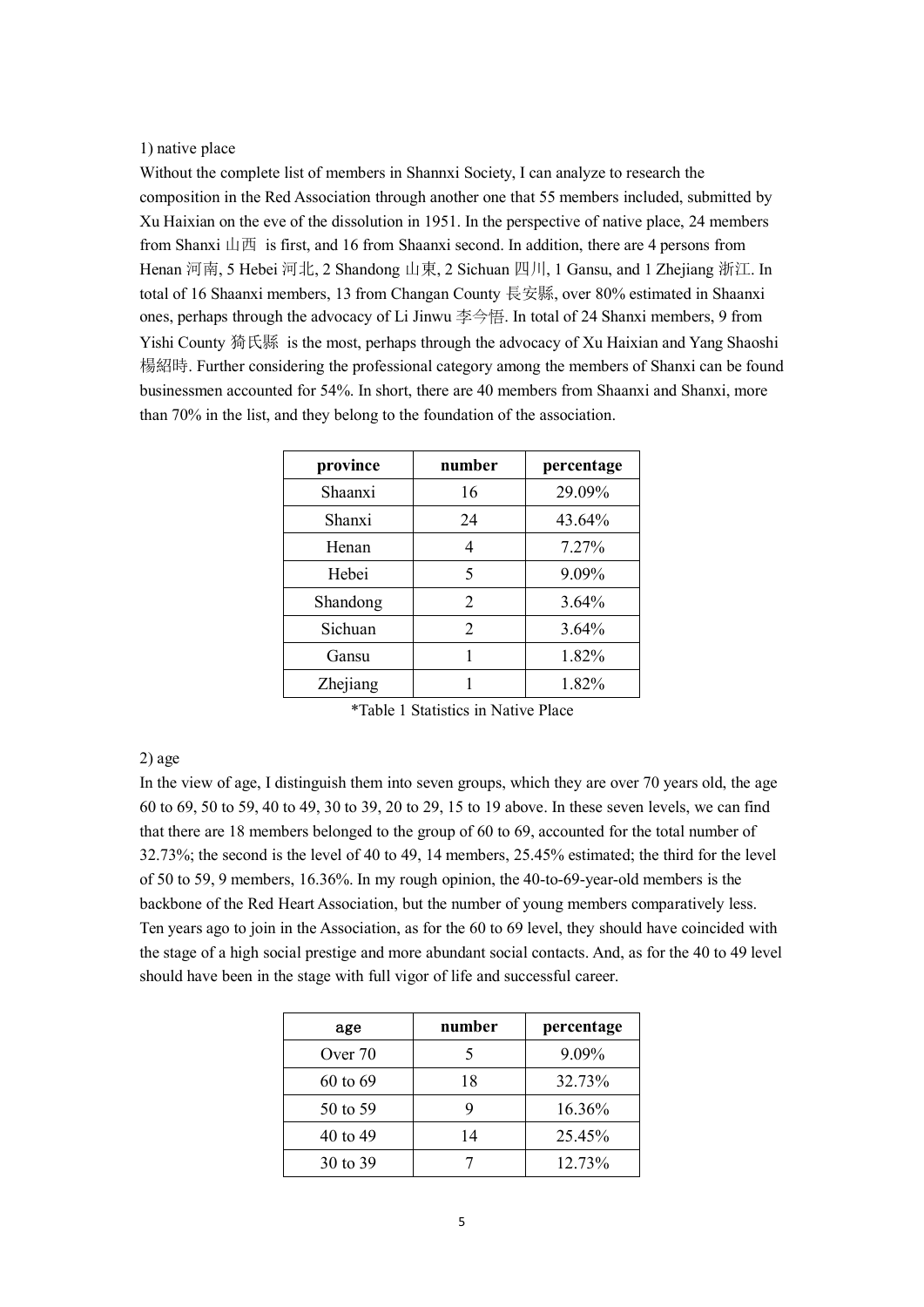1) native place

Without the complete list of members in Shannxi Society, I can analyze to research the composition in the Red Association through another one that 55 members included, submitted by Xu Haixian on the eve of the dissolution in 1951. In the perspective of native place, 24 members from Shanxi 山西 is first, and 16 from Shaanxi second. In addition, there are 4 persons from Henan 河南, 5 Hebei 河北, 2 Shandong 山東, 2 Sichuan 四川, 1 Gansu, and 1 Zhejiang 浙江. In total of 16 Shaanxi members, 13 from Changan County 長安縣, over 80% estimated in Shaanxi ones, perhaps through the advocacy of Li Jinwu 李今悟. In total of 24 Shanxi members, 9 from Yishi County 猗氏縣 is the most, perhaps through the advocacy of Xu Haixian and Yang Shaoshi 楊紹時. Further considering the professional category among the members of Shanxi can be found businessmen accounted for 54%. In short, there are 40 members from Shaanxi and Shanxi, more than 70% in the list, and they belong to the foundation of the association.

| province | number | percentage |
|---|---|---|
| Shaanxi | 16 | 29.09% |
| Shanxi | 24 | 43.64% |
| Henan | 4 | 7.27% |
| Hebei | 5 | 9.09% |
| Shandong | 2 | 3.64% |
| Sichuan | 2 | 3.64% |
| Gansu | 1 | 1.82% |
| Zhejiang | 1 | 1.82% |

*Table 1 Statistics in Native Place

2) age

In the view of age, I distinguish them into seven groups, which they are over 70 years old, the age 60 to 69, 50 to 59, 40 to 49, 30 to 39, 20 to 29, 15 to 19 above. In these seven levels, we can find that there are 18 members belonged to the group of 60 to 69, accounted for the total number of 32.73%; the second is the level of 40 to 49, 14 members, 25.45% estimated; the third for the level of 50 to 59, 9 members, 16.36%. In my rough opinion, the 40-to-69-year-old members is the backbone of the Red Heart Association, but the number of young members comparatively less. Ten years ago to join in the Association, as for the 60 to 69 level, they should have coincided with the stage of a high social prestige and more abundant social contacts. And, as for the 40 to 49 level should have been in the stage with full vigor of life and successful career.

| age | number | percentage |
|---|---|---|
| Over 70 | 5 | 9.09% |
| 60 to 69 | 18 | 32.73% |
| 50 to 59 | 9 | 16.36% |
| 40 to 49 | 14 | 25.45% |
| 30 to 39 | 7 | 12.73% |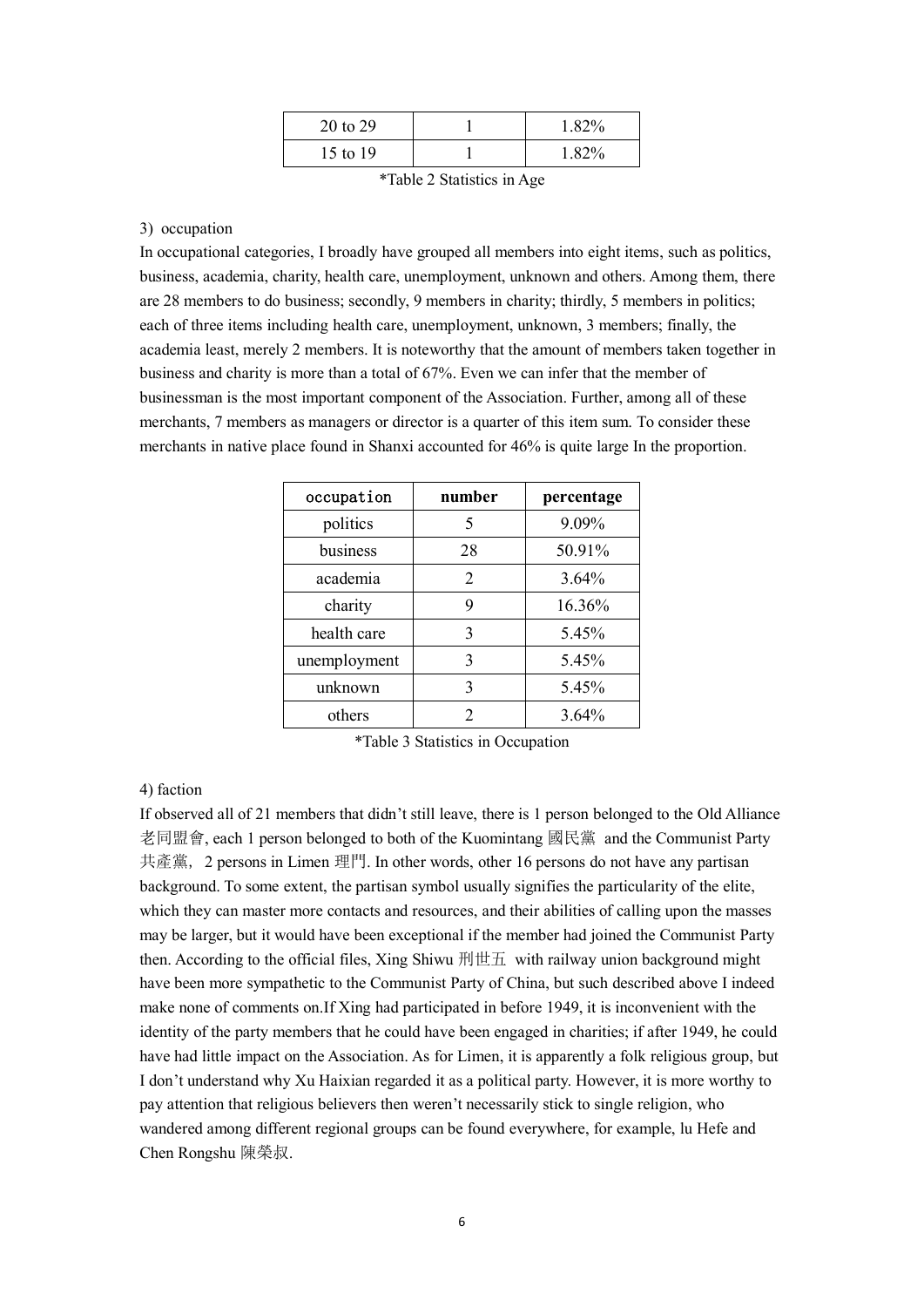| 20 to 29 | 1 | 1.82% |
|---|---|---|
| 15 to 19 | 1 | 1.82% |

*Table 2 Statistics in Age

3) occupation

In occupational categories, I broadly have grouped all members into eight items, such as politics, business, academia, charity, health care, unemployment, unknown and others. Among them, there are 28 members to do business; secondly, 9 members in charity; thirdly, 5 members in politics; each of three items including health care, unemployment, unknown, 3 members; finally, the academia least, merely 2 members. It is noteworthy that the amount of members taken together in business and charity is more than a total of 67%. Even we can infer that the member of businessman is the most important component of the Association. Further, among all of these merchants, 7 members as managers or director is a quarter of this item sum. To consider these merchants in native place found in Shanxi accounted for 46% is quite large In the proportion.

| occupation | number | percentage |
|---|---|---|
| politics | 5 | 9.09% |
| business | 28 | 50.91% |
| academia | 2 | 3.64% |
| charity | 9 | 16.36% |
| health care | 3 | 5.45% |
| unemployment | 3 | 5.45% |
| unknown | 3 | 5.45% |
| others | 2 | 3.64% |

*Table 3 Statistics in Occupation

4) faction

If observed all of 21 members that didn't still leave, there is 1 person belonged to the Old Alliance 老同盟會, each 1 person belonged to both of the Kuomintang 國民黨 and the Communist Party 共產黨，2 persons in Limen 理門. In other words, other 16 persons do not have any partisan background. To some extent, the partisan symbol usually signifies the particularity of the elite, which they can master more contacts and resources, and their abilities of calling upon the masses may be larger, but it would have been exceptional if the member had joined the Communist Party then. According to the official files, Xing Shiwu 刑世五 with railway union background might have been more sympathetic to the Communist Party of China, but such described above I indeed make none of comments on.If Xing had participated in before 1949, it is inconvenient with the identity of the party members that he could have been engaged in charities; if after 1949, he could have had little impact on the Association. As for Limen, it is apparently a folk religious group, but I don't understand why Xu Haixian regarded it as a political party. However, it is more worthy to pay attention that religious believers then weren't necessarily stick to single religion, who wandered among different regional groups can be found everywhere, for example, lu Hefe and Chen Rongshu 陳榮叔.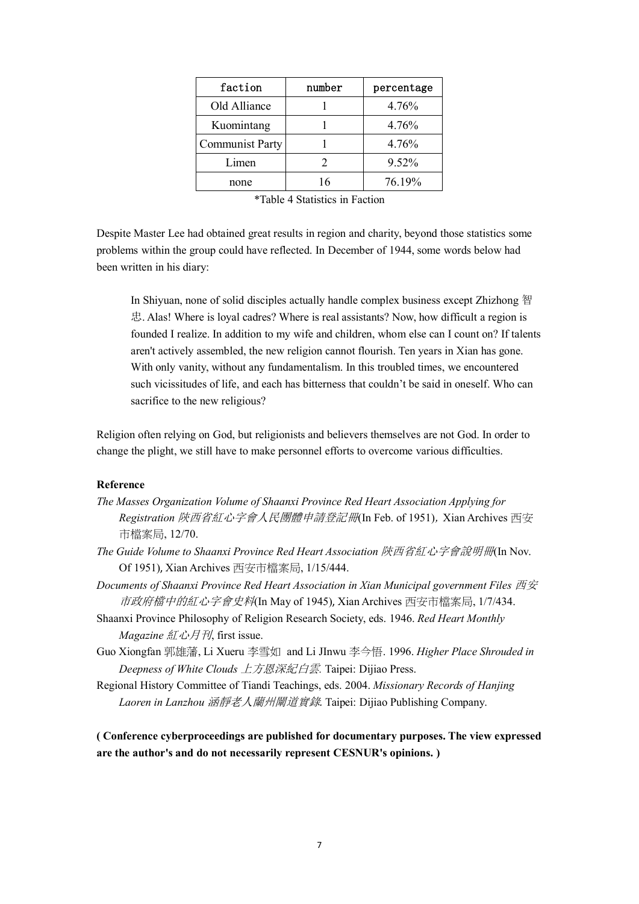| faction | number | percentage |
| --- | --- | --- |
| Old Alliance | 1 | 4.76% |
| Kuomintang | 1 | 4.76% |
| Communist Party | 1 | 4.76% |
| Limen | 2 | 9.52% |
| none | 16 | 76.19% |

*Table 4 Statistics in Faction

Despite Master Lee had obtained great results in region and charity, beyond those statistics some problems within the group could have reflected. In December of 1944, some words below had been written in his diary:

> In Shiyuan, none of solid disciples actually handle complex business except Zhizhong 智忠. Alas! Where is loyal cadres? Where is real assistants? Now, how difficult a region is founded I realize. In addition to my wife and children, whom else can I count on? If talents aren't actively assembled, the new religion cannot flourish. Ten years in Xian has gone. With only vanity, without any fundamentalism. In this troubled times, we encountered such vicissitudes of life, and each has bitterness that couldn't be said in oneself. Who can sacrifice to the new religious?

Religion often relying on God, but religionists and believers themselves are not God. In order to change the plight, we still have to make personnel efforts to overcome various difficulties.

**Reference**

*The Masses Organization Volume of Shaanxi Province Red Heart Association Applying for Registration 陝西省紅心字會人民團體申請登記冊*(In Feb. of 1951), Xian Archives 西安市檔案局, 12/70.

*The Guide Volume to Shaanxi Province Red Heart Association 陝西省紅心字會說明冊*(In Nov. Of 1951), Xian Archives 西安市檔案局, 1/15/444.

*Documents of Shaanxi Province Red Heart Association in Xian Municipal government Files 西安市政府檔中的紅心字會史料*(In May of 1945), Xian Archives 西安市檔案局, 1/7/434.

Shaanxi Province Philosophy of Religion Research Society, eds. 1946. *Red Heart Monthly Magazine 紅心月刊*, first issue.

Guo Xiongfan 郭雄藩, Li Xueru 李雪如 and Li JInwu 李今悟. 1996. *Higher Place Shrouded in Deepness of White Clouds 上方恩深紀白雲.* Taipei: Dijiao Press.

Regional History Committee of Tiandi Teachings, eds. 2004. *Missionary Records of Hanjing Laoren in Lanzhou 涵靜老人蘭州闡道實錄.* Taipei: Dijiao Publishing Company.

**( Conference cyberproceedings are published for documentary purposes. The view expressed are the author's and do not necessarily represent CESNUR's opinions. )**